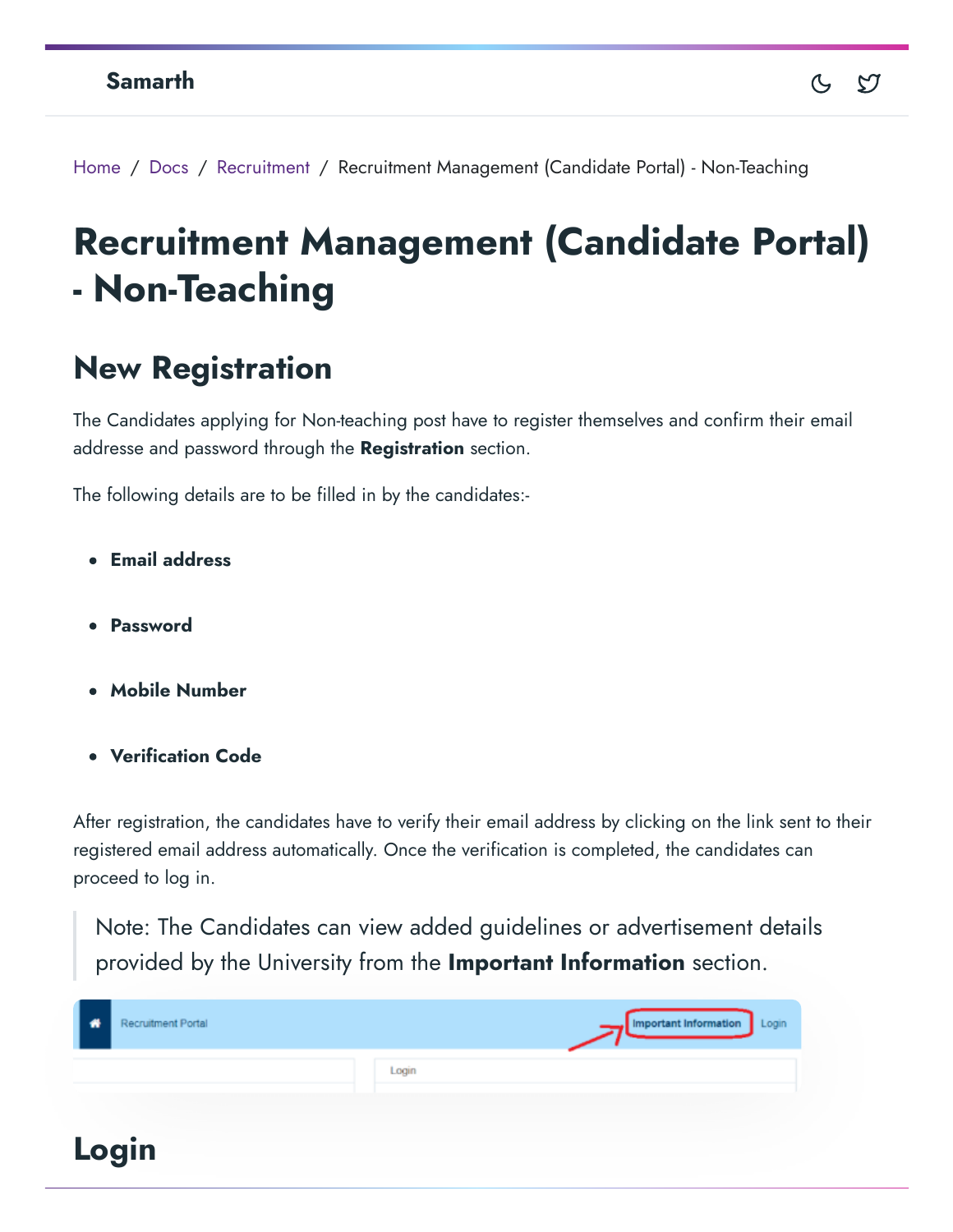Home / Docs / Recruitment / Recruitment Management (Candidate Portal) - Non-Teaching

# Recruitment Management (Candidate Portal) - Non-Teaching

## New Registration

The Candidates applying for Non-teaching post have to register themselves and confirm their email addresse and password through the **Registration** section.

The following details are to be filled in by the candidates:-

- **Email address**
- **Password**
- **Mobile Number**
- **Verification Code**

After registration, the candidates have to verify their email address by clicking on the link sent to their registered email address automatically. Once the verification is completed, the candidates can proceed to log in.

> Note: The Candidates can view added guidelines or advertisement details provided by the University from the **Important Information** section.

## Login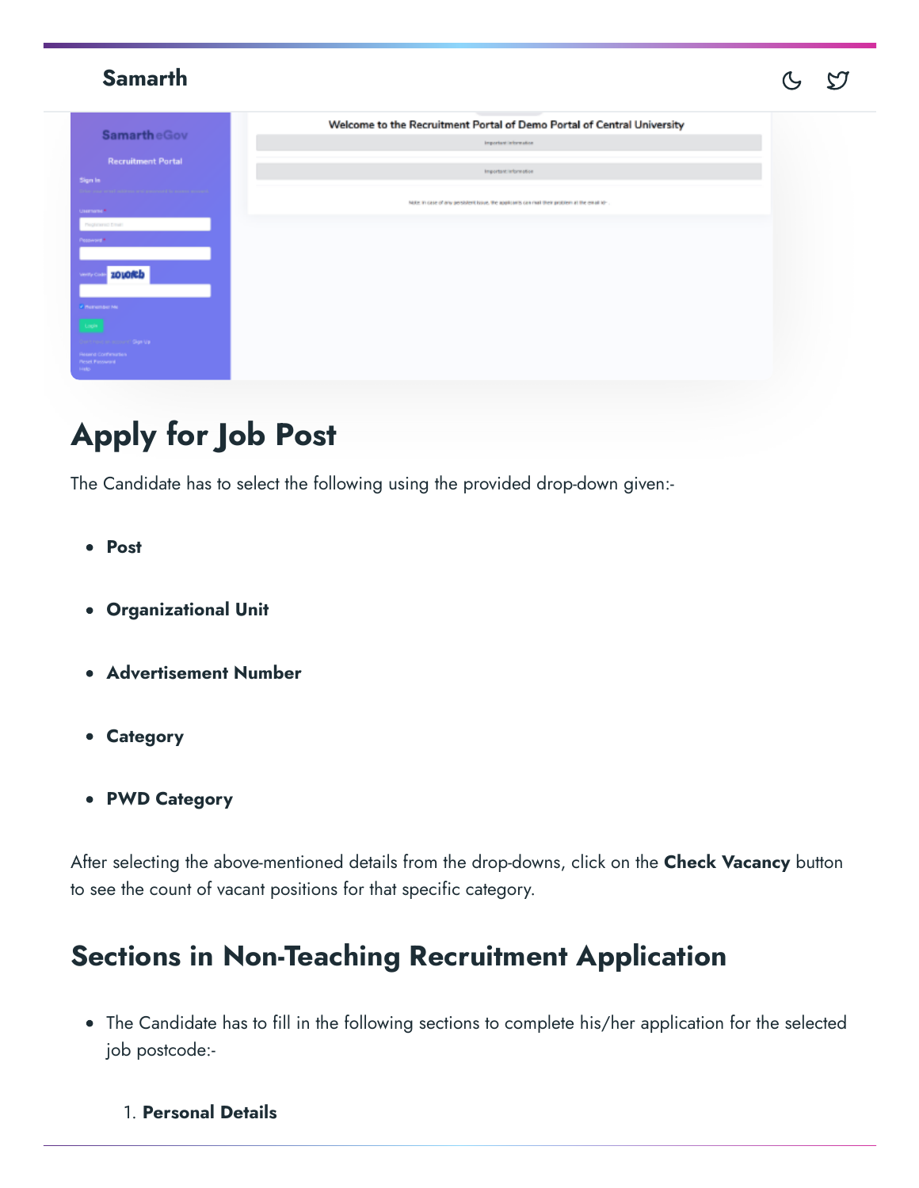## Apply for Job Post

The Candidate has to select the following using the provided drop-down given:-

- **Post**
- **Organizational Unit**
- **Advertisement Number**
- **Category**
- **PWD Category**

After selecting the above-mentioned details from the drop-downs, click on the **Check Vacancy** button to see the count of vacant positions for that specific category.

## Sections in Non-Teaching Recruitment Application

- The Candidate has to fill in the following sections to complete his/her application for the selected job postcode:-

  1. **Personal Details**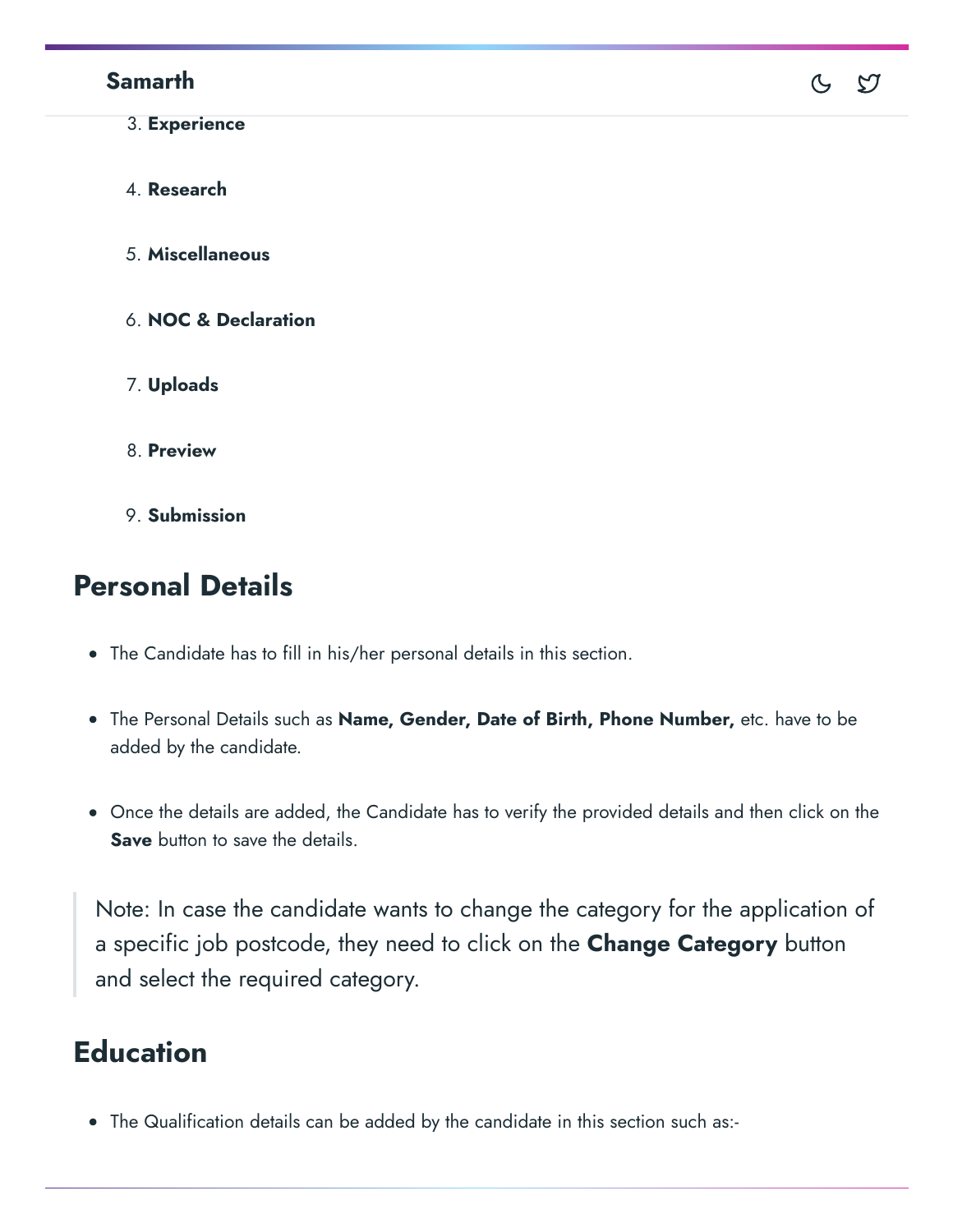3. **Experience**
4. **Research**
5. **Miscellaneous**
6. **NOC & Declaration**
7. **Uploads**
8. **Preview**
9. **Submission**

## Personal Details

- The Candidate has to fill in his/her personal details in this section.
- The Personal Details such as **Name, Gender, Date of Birth, Phone Number,** etc. have to be added by the candidate.
- Once the details are added, the Candidate has to verify the provided details and then click on the **Save** button to save the details.

> Note: In case the candidate wants to change the category for the application of a specific job postcode, they need to click on the **Change Category** button and select the required category.

## Education

- The Qualification details can be added by the candidate in this section such as:-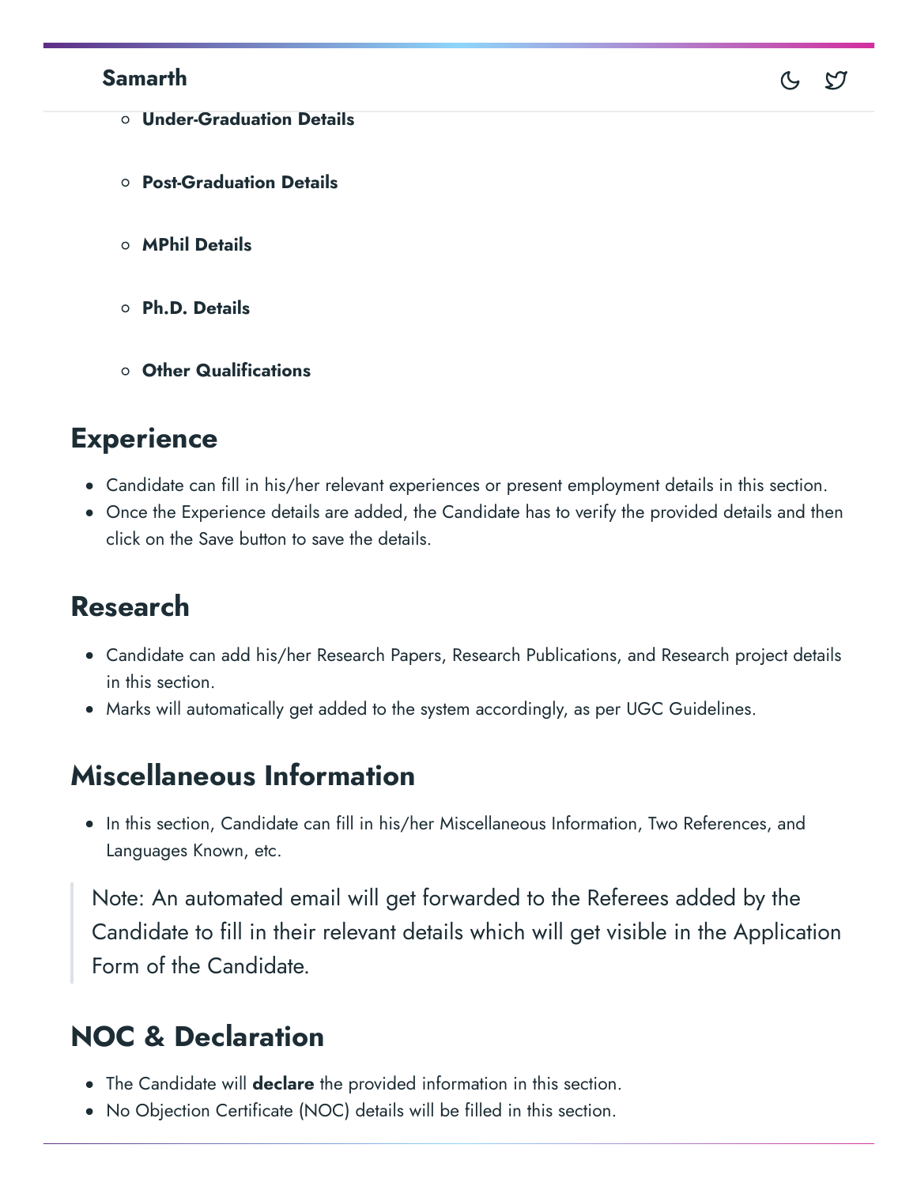- **Under-Graduation Details**
- **Post-Graduation Details**
- **MPhil Details**
- **Ph.D. Details**
- **Other Qualifications**

## Experience

- Candidate can fill in his/her relevant experiences or present employment details in this section.
- Once the Experience details are added, the Candidate has to verify the provided details and then click on the Save button to save the details.

## Research

- Candidate can add his/her Research Papers, Research Publications, and Research project details in this section.
- Marks will automatically get added to the system accordingly, as per UGC Guidelines.

## Miscellaneous Information

- In this section, Candidate can fill in his/her Miscellaneous Information, Two References, and Languages Known, etc.

> Note: An automated email will get forwarded to the Referees added by the Candidate to fill in their relevant details which will get visible in the Application Form of the Candidate.

## NOC & Declaration

- The Candidate will **declare** the provided information in this section.
- No Objection Certificate (NOC) details will be filled in this section.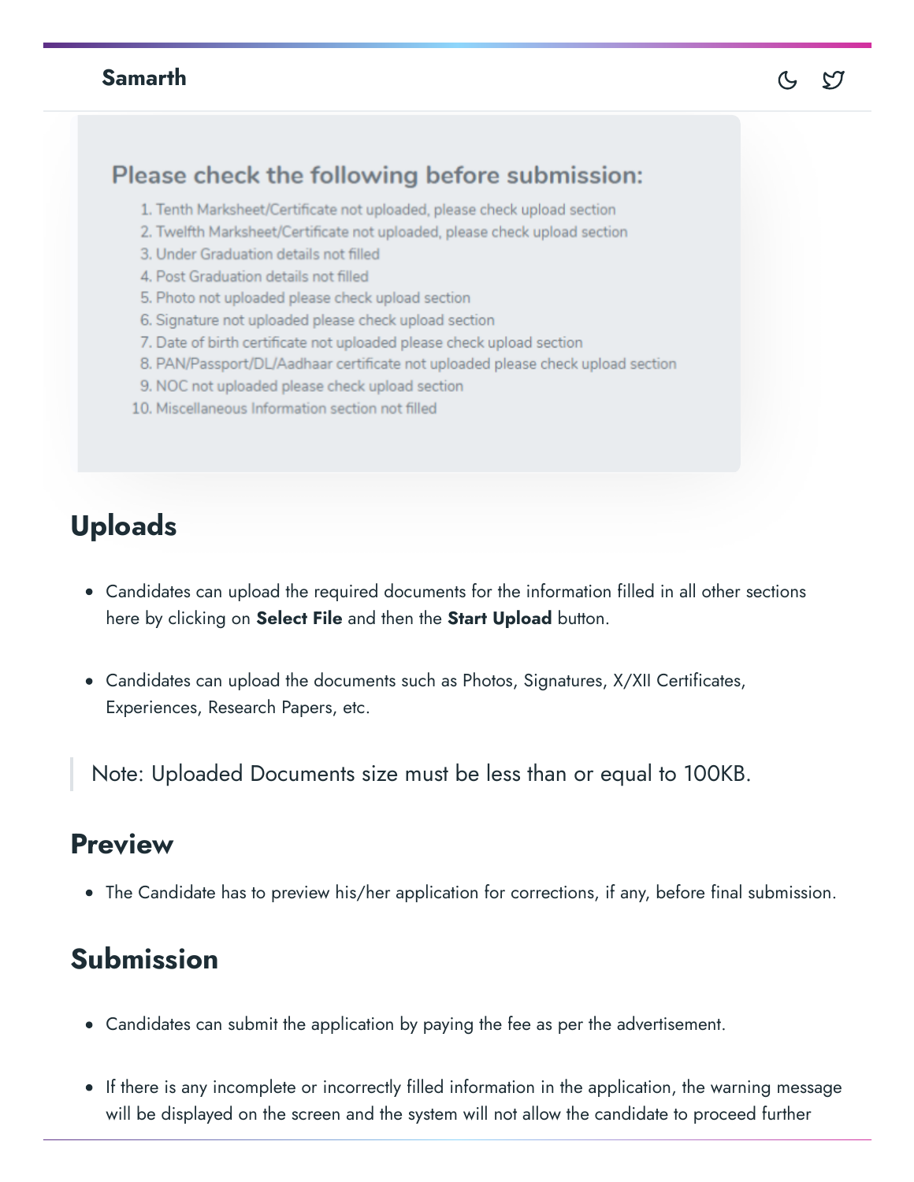Please check the following before submission:

1. Tenth Marksheet/Certificate not uploaded, please check upload section
2. Twelfth Marksheet/Certificate not uploaded, please check upload section
3. Under Graduation details not filled
4. Post Graduation details not filled
5. Photo not uploaded please check upload section
6. Signature not uploaded please check upload section
7. Date of birth certificate not uploaded please check upload section
8. PAN/Passport/DL/Aadhaar certificate not uploaded please check upload section
9. NOC not uploaded please check upload section
10. Miscellaneous Information section not filled

## Uploads

- Candidates can upload the required documents for the information filled in all other sections here by clicking on **Select File** and then the **Start Upload** button.

- Candidates can upload the documents such as Photos, Signatures, X/XII Certificates, Experiences, Research Papers, etc.

> Note: Uploaded Documents size must be less than or equal to 100KB.

## Preview

- The Candidate has to preview his/her application for corrections, if any, before final submission.

## Submission

- Candidates can submit the application by paying the fee as per the advertisement.

- If there is any incomplete or incorrectly filled information in the application, the warning message will be displayed on the screen and the system will not allow the candidate to proceed further